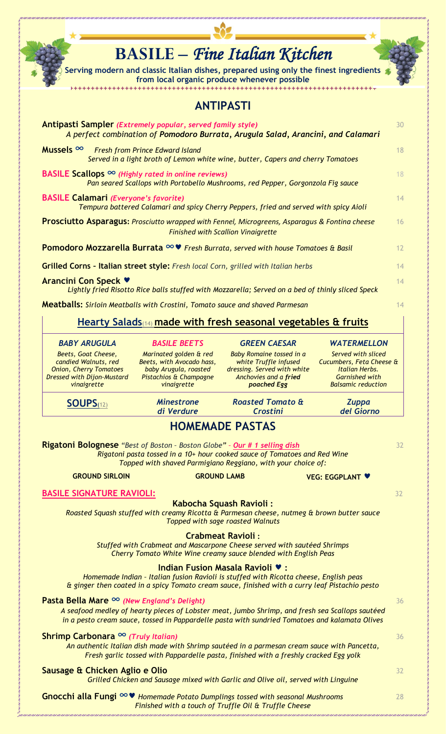# BASILE – *Fine Italian Kitchen*

**Serving modern and classic Italian dishes, prepared using only the finest ingredients from local organic produce whenever possible**

## ANTIPASTI

**Antipasti Sampler** *(Extremely popular, served family style)* — 30
*A perfect combination of **Pomodoro Burrata, Arugula Salad, Arancini, and Calamari***

**Mussels ∞** *Fresh from Prince Edward Island* — 18
*Served in a light broth of Lemon white wine, butter, Capers and cherry Tomatoes*

**BASILE Scallops ∞** *(Highly rated in online reviews)* — 18
*Pan seared Scallops with Portobello Mushrooms, red Pepper, Gorgonzola Fig sauce*

**BASILE Calamari** *(Everyone's favorite)* — 14
*Tempura battered Calamari and spicy Cherry Peppers, fried and served with spicy Aioli*

**Prosciutto Asparagus:** *Prosciutto wrapped with Fennel, Microgreens, Asparagus & Fontina cheese Finished with Scallion Vinaigrette* — 16

**Pomodoro Mozzarella Burrata ∞♥** *Fresh Burrata, served with house Tomatoes & Basil* — 12

**Grilled Corns – Italian street style:** *Fresh local Corn, grilled with Italian herbs* — 14

**Arancini Con Speck ♥** — 14
*Lightly fried Risotto Rice balls stuffed with Mozzarella; Served on a bed of thinly sliced Speck*

**Meatballs:** *Sirloin Meatballs with Crostini, Tomato sauce and shaved Parmesan* — 14

## Hearty Salads(14) made with fresh seasonal vegetables & fruits

| *BABY ARUGULA* | *BASILE BEETS* | *GREEN CAESAR* | *WATERMELLON* |
|---|---|---|---|
| *Beets, Goat Cheese, candied Walnuts, red Onion, Cherry Tomatoes Dressed with Dijon-Mustard vinaigrette* | *Marinated golden & red Beets, with Avocado hass, baby Arugula, roasted Pistachios & Champagne vinaigrette* | *Baby Romaine tossed in a white Truffle infused dressing. Served with white Anchovies and a **fried poached Egg*** | *Served with sliced Cucumbers, Feta Cheese & Italian Herbs. Garnished with Balsamic reduction* |

**SOUPS**(12): *Minestrone di Verdure* | *Roasted Tomato & Crostini* | *Zuppa del Giorno*

## HOMEMADE PASTAS

**Rigatoni Bolognese** *"Best of Boston – Boston Globe"* – ***Our # 1 selling dish*** — 32
*Rigatoni pasta tossed in a 10+ hour cooked sauce of Tomatoes and Red Wine Topped with shaved Parmigiano Reggiano, with your choice of:*

**GROUND SIRLOIN** | **GROUND LAMB** | **VEG: EGGPLANT ♥**

**BASILE SIGNATURE RAVIOLI:** — 32

**Kabocha Squash Ravioli :**
*Roasted Squash stuffed with creamy Ricotta & Parmesan cheese, nutmeg & brown butter sauce Topped with sage roasted Walnuts*

**Crabmeat Ravioli :**
*Stuffed with Crabmeat and Mascarpone Cheese served with sautéed Shrimps Cherry Tomato White Wine creamy sauce blended with English Peas*

**Indian Fusion Masala Ravioli ♥ :**
*Homemade Indian - Italian fusion Ravioli is stuffed with Ricotta cheese, English peas & ginger then coated in a spicy Tomato cream sauce, finished with a curry leaf Pistachio pesto*

**Pasta Bella Mare ∞** *(New England's Delight)* — 36
*A seafood medley of hearty pieces of Lobster meat, jumbo Shrimp, and fresh sea Scallops sautéed in a pesto cream sauce, tossed in Pappardelle pasta with sundried Tomatoes and kalamata Olives*

**Shrimp Carbonara ∞** *(Truly Italian)* — 36
*An authentic Italian dish made with Shrimp sautéed in a parmesan cream sauce with Pancetta, Fresh garlic tossed with Pappardelle pasta, finished with a freshly cracked Egg yolk*

**Sausage & Chicken Aglio e Olio** — 32
*Grilled Chicken and Sausage mixed with Garlic and Olive oil, served with Linguine*

**Gnocchi alla Fungi ∞♥** *Homemade Potato Dumplings tossed with seasonal Mushrooms Finished with a touch of Truffle Oil & Truffle Cheese* — 28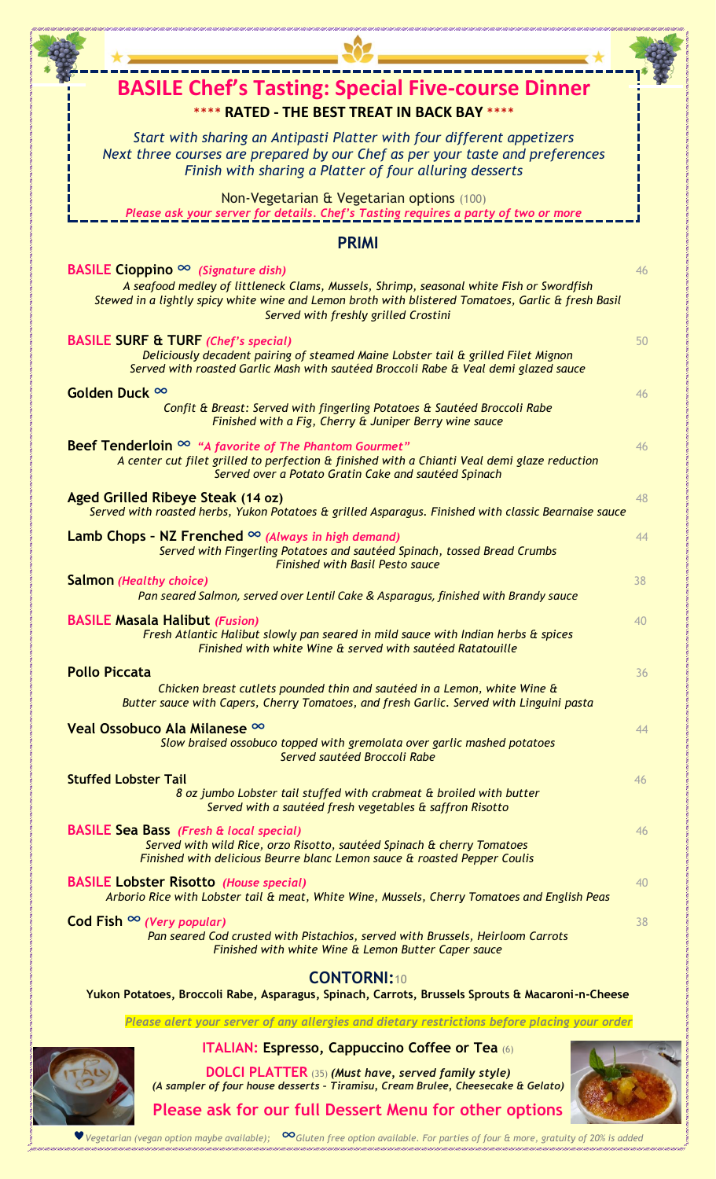# BASILE Chef's Tasting: Special Five-course Dinner

**\*\*\*\* RATED - THE BEST TREAT IN BACK BAY \*\*\*\***

*Start with sharing an Antipasti Platter with four different appetizers*
*Next three courses are prepared by our Chef as per your taste and preferences*
*Finish with sharing a Platter of four alluring desserts*

Non-Vegetarian & Vegetarian options (100)

*Please ask your server for details. Chef's Tasting requires a party of two or more*

## PRIMI

**BASILE Cioppino ∞** *(Signature dish)* — 46
*A seafood medley of littleneck Clams, Mussels, Shrimp, seasonal white Fish or Swordfish*
*Stewed in a lightly spicy white wine and Lemon broth with blistered Tomatoes, Garlic & fresh Basil*
*Served with freshly grilled Crostini*

**BASILE SURF & TURF** *(Chef's special)* — 50
*Deliciously decadent pairing of steamed Maine Lobster tail & grilled Filet Mignon*
*Served with roasted Garlic Mash with sautéed Broccoli Rabe & Veal demi glazed sauce*

**Golden Duck ∞** — 46
*Confit & Breast: Served with fingerling Potatoes & Sautéed Broccoli Rabe*
*Finished with a Fig, Cherry & Juniper Berry wine sauce*

**Beef Tenderloin ∞** *"A favorite of The Phantom Gourmet"* — 46
*A center cut filet grilled to perfection & finished with a Chianti Veal demi glaze reduction*
*Served over a Potato Gratin Cake and sautéed Spinach*

**Aged Grilled Ribeye Steak (14 oz)** — 48
*Served with roasted herbs, Yukon Potatoes & grilled Asparagus. Finished with classic Bearnaise sauce*

**Lamb Chops - NZ Frenched ∞** *(Always in high demand)* — 44
*Served with Fingerling Potatoes and sautéed Spinach, tossed Bread Crumbs*
*Finished with Basil Pesto sauce*

**Salmon** *(Healthy choice)* — 38
*Pan seared Salmon, served over Lentil Cake & Asparagus, finished with Brandy sauce*

**BASILE Masala Halibut** *(Fusion)* — 40
*Fresh Atlantic Halibut slowly pan seared in mild sauce with Indian herbs & spices*
*Finished with white Wine & served with sautéed Ratatouille*

**Pollo Piccata** — 36
*Chicken breast cutlets pounded thin and sautéed in a Lemon, white Wine &*
*Butter sauce with Capers, Cherry Tomatoes, and fresh Garlic. Served with Linguini pasta*

**Veal Ossobuco Ala Milanese ∞** — 44
*Slow braised ossobuco topped with gremolata over garlic mashed potatoes*
*Served sautéed Broccoli Rabe*

**Stuffed Lobster Tail** — 46
*8 oz jumbo Lobster tail stuffed with crabmeat & broiled with butter*
*Served with a sautéed fresh vegetables & saffron Risotto*

**BASILE Sea Bass** *(Fresh & local special)* — 46
*Served with wild Rice, orzo Risotto, sautéed Spinach & cherry Tomatoes*
*Finished with delicious Beurre blanc Lemon sauce & roasted Pepper Coulis*

**BASILE Lobster Risotto** *(House special)* — 40
*Arborio Rice with Lobster tail & meat, White Wine, Mussels, Cherry Tomatoes and English Peas*

**Cod Fish ∞** *(Very popular)* — 38
*Pan seared Cod crusted with Pistachios, served with Brussels, Heirloom Carrots*
*Finished with white Wine & Lemon Butter Caper sauce*

## CONTORNI: 10

**Yukon Potatoes, Broccoli Rabe, Asparagus, Spinach, Carrots, Brussels Sprouts & Macaroni-n-Cheese**

*Please alert your server of any allergies and dietary restrictions before placing your order*

**ITALIAN: Espresso, Cappuccino Coffee or Tea** (6)

**DOLCI PLATTER** (35) ***(Must have, served family style)***
***(A sampler of four house desserts – Tiramisu, Cream Brulee, Cheesecake & Gelato)***

**Please ask for our full Dessert Menu for other options**

♥ *Vegetarian (vegan option maybe available);* ∞ *Gluten free option available. For parties of four & more, gratuity of 20% is added*